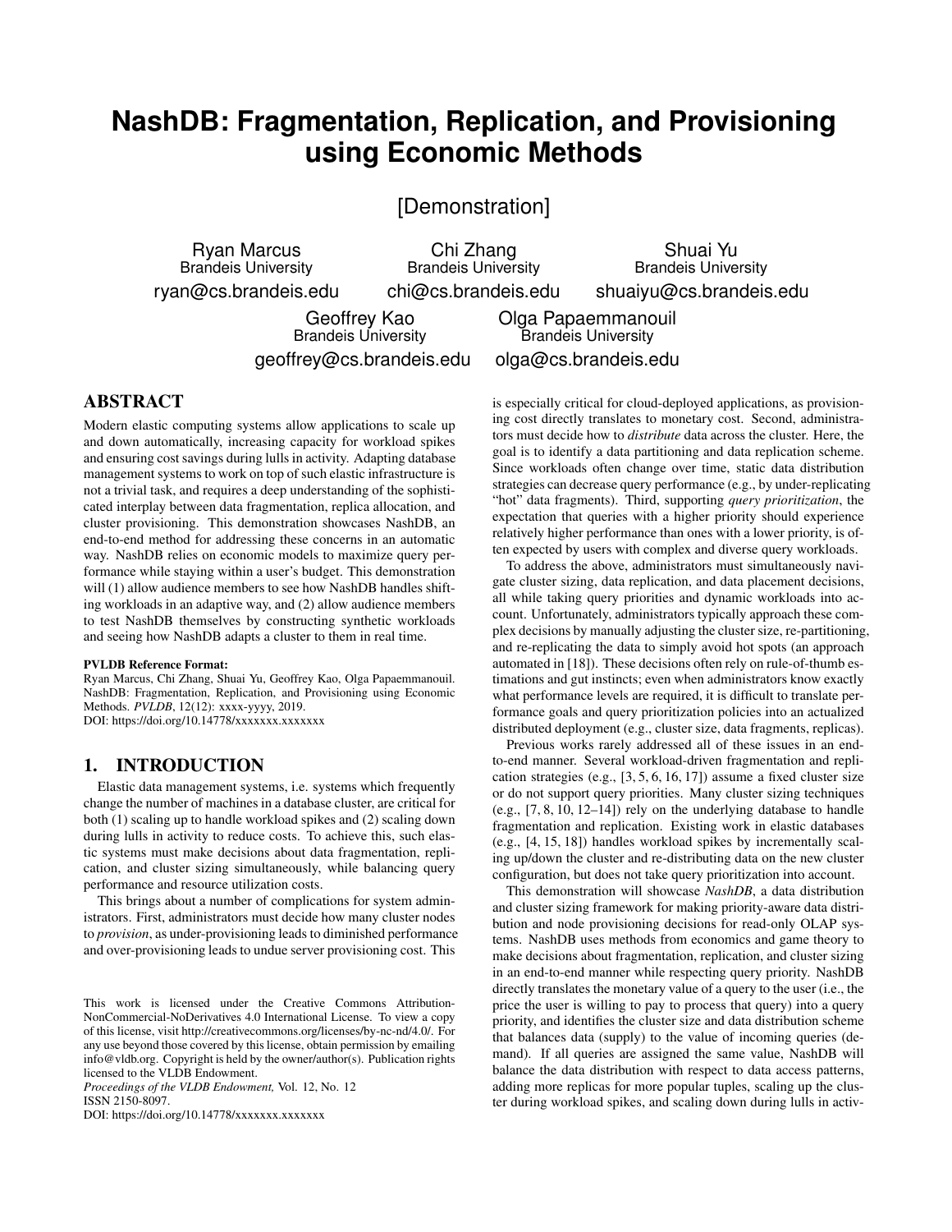# NashDB: Fragmentation, Replication, and Provisioning using Economic Methods

[Demonstration]

Ryan Marcus
Brandeis University
ryan@cs.brandeis.edu

Chi Zhang
Brandeis University
chi@cs.brandeis.edu

Shuai Yu
Brandeis University
shuaiyu@cs.brandeis.edu

Geoffrey Kao
Brandeis University
geoffrey@cs.brandeis.edu

Olga Papaemmanouil
Brandeis University
olga@cs.brandeis.edu

## ABSTRACT

Modern elastic computing systems allow applications to scale up and down automatically, increasing capacity for workload spikes and ensuring cost savings during lulls in activity. Adapting database management systems to work on top of such elastic infrastructure is not a trivial task, and requires a deep understanding of the sophisticated interplay between data fragmentation, replica allocation, and cluster provisioning. This demonstration showcases NashDB, an end-to-end method for addressing these concerns in an automatic way. NashDB relies on economic models to maximize query performance while staying within a user's budget. This demonstration will (1) allow audience members to see how NashDB handles shifting workloads in an adaptive way, and (2) allow audience members to test NashDB themselves by constructing synthetic workloads and seeing how NashDB adapts a cluster to them in real time.

**PVLDB Reference Format:**
Ryan Marcus, Chi Zhang, Shuai Yu, Geoffrey Kao, Olga Papaemmanouil. NashDB: Fragmentation, Replication, and Provisioning using Economic Methods. *PVLDB*, 12(12): xxxx-yyyy, 2019.
DOI: https://doi.org/10.14778/xxxxxxx.xxxxxxx

## 1. INTRODUCTION

Elastic data management systems, i.e. systems which frequently change the number of machines in a database cluster, are critical for both (1) scaling up to handle workload spikes and (2) scaling down during lulls in activity to reduce costs. To achieve this, such elastic systems must make decisions about data fragmentation, replication, and cluster sizing simultaneously, while balancing query performance and resource utilization costs.

This brings about a number of complications for system administrators. First, administrators must decide how many cluster nodes to *provision*, as under-provisioning leads to diminished performance and over-provisioning leads to undue server provisioning cost. This is especially critical for cloud-deployed applications, as provisioning cost directly translates to monetary cost. Second, administrators must decide how to *distribute* data across the cluster. Here, the goal is to identify a data partitioning and data replication scheme. Since workloads often change over time, static data distribution strategies can decrease query performance (e.g., by under-replicating "hot" data fragments). Third, supporting *query prioritization*, the expectation that queries with a higher priority should experience relatively higher performance than ones with a lower priority, is often expected by users with complex and diverse query workloads.

To address the above, administrators must simultaneously navigate cluster sizing, data replication, and data placement decisions, all while taking query priorities and dynamic workloads into account. Unfortunately, administrators typically approach these complex decisions by manually adjusting the cluster size, re-partitioning, and re-replicating the data to simply avoid hot spots (an approach automated in [18]). These decisions often rely on rule-of-thumb estimations and gut instincts; even when administrators know exactly what performance levels are required, it is difficult to translate performance goals and query prioritization policies into an actualized distributed deployment (e.g., cluster size, data fragments, replicas).

Previous works rarely addressed all of these issues in an end-to-end manner. Several workload-driven fragmentation and replication strategies (e.g., [3, 5, 6, 16, 17]) assume a fixed cluster size or do not support query priorities. Many cluster sizing techniques (e.g., [7, 8, 10, 12–14]) rely on the underlying database to handle fragmentation and replication. Existing work in elastic databases (e.g., [4, 15, 18]) handles workload spikes by incrementally scaling up/down the cluster and re-distributing data on the new cluster configuration, but does not take query prioritization into account.

This demonstration will showcase *NashDB*, a data distribution and cluster sizing framework for making priority-aware data distribution and node provisioning decisions for read-only OLAP systems. NashDB uses methods from economics and game theory to make decisions about fragmentation, replication, and cluster sizing in an end-to-end manner while respecting query priority. NashDB directly translates the monetary value of a query to the user (i.e., the price the user is willing to pay to process that query) into a query priority, and identifies the cluster size and data distribution scheme that balances data (supply) to the value of incoming queries (demand). If all queries are assigned the same value, NashDB will balance the data distribution with respect to data access patterns, adding more replicas for more popular tuples, scaling up the cluster during workload spikes, and scaling down during lulls in activ-

This work is licensed under the Creative Commons Attribution-NonCommercial-NoDerivatives 4.0 International License. To view a copy of this license, visit http://creativecommons.org/licenses/by-nc-nd/4.0/. For any use beyond those covered by this license, obtain permission by emailing info@vldb.org. Copyright is held by the owner/author(s). Publication rights licensed to the VLDB Endowment.
*Proceedings of the VLDB Endowment,* Vol. 12, No. 12
ISSN 2150-8097.
DOI: https://doi.org/10.14778/xxxxxxx.xxxxxxx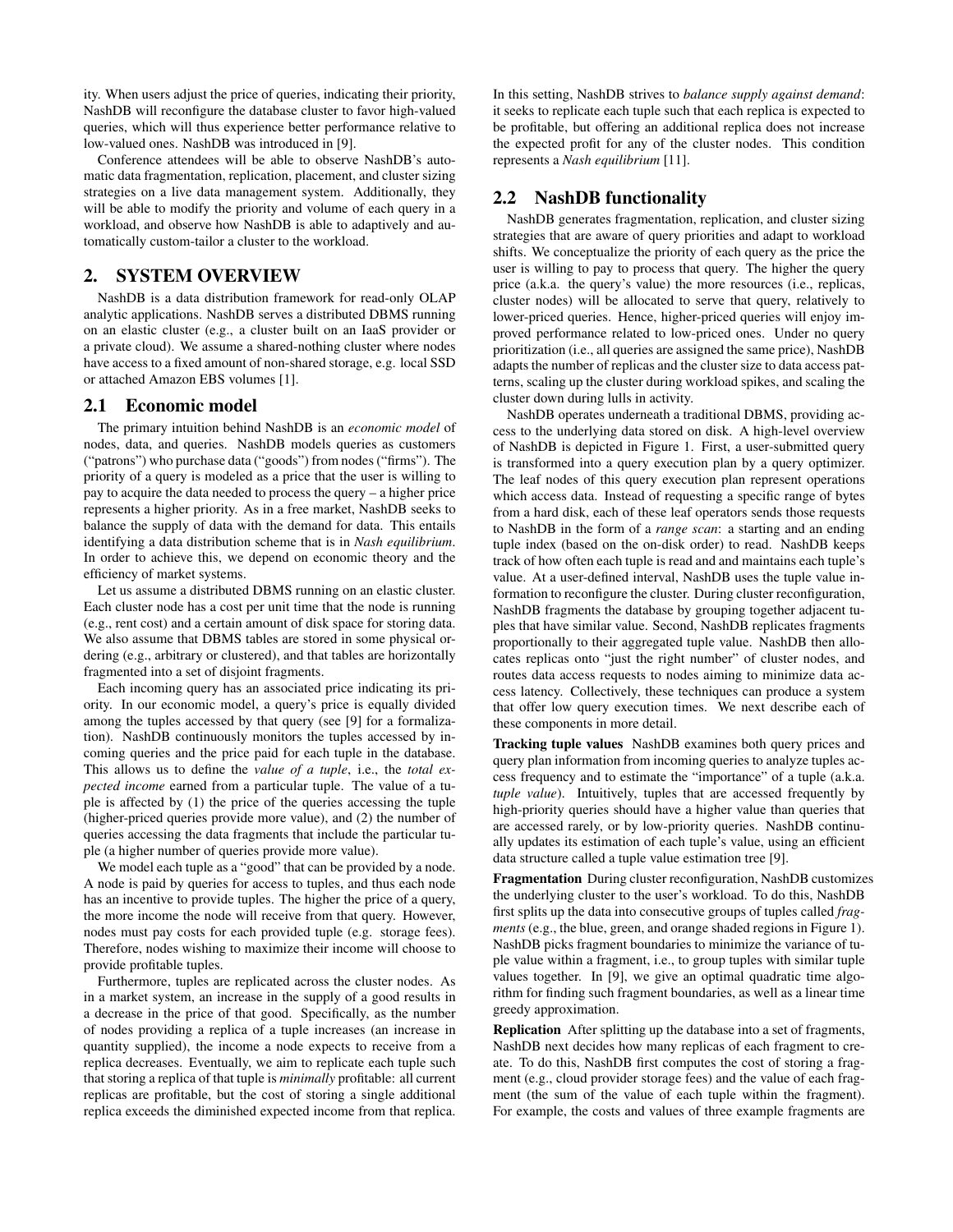ity. When users adjust the price of queries, indicating their priority, NashDB will reconfigure the database cluster to favor high-valued queries, which will thus experience better performance relative to low-valued ones. NashDB was introduced in [9].

Conference attendees will be able to observe NashDB's automatic data fragmentation, replication, placement, and cluster sizing strategies on a live data management system. Additionally, they will be able to modify the priority and volume of each query in a workload, and observe how NashDB is able to adaptively and automatically custom-tailor a cluster to the workload.

## 2. SYSTEM OVERVIEW

NashDB is a data distribution framework for read-only OLAP analytic applications. NashDB serves a distributed DBMS running on an elastic cluster (e.g., a cluster built on an IaaS provider or a private cloud). We assume a shared-nothing cluster where nodes have access to a fixed amount of non-shared storage, e.g. local SSD or attached Amazon EBS volumes [1].

### 2.1 Economic model

The primary intuition behind NashDB is an *economic model* of nodes, data, and queries. NashDB models queries as customers ("patrons") who purchase data ("goods") from nodes ("firms"). The priority of a query is modeled as a price that the user is willing to pay to acquire the data needed to process the query – a higher price represents a higher priority. As in a free market, NashDB seeks to balance the supply of data with the demand for data. This entails identifying a data distribution scheme that is in *Nash equilibrium*. In order to achieve this, we depend on economic theory and the efficiency of market systems.

Let us assume a distributed DBMS running on an elastic cluster. Each cluster node has a cost per unit time that the node is running (e.g., rent cost) and a certain amount of disk space for storing data. We also assume that DBMS tables are stored in some physical ordering (e.g., arbitrary or clustered), and that tables are horizontally fragmented into a set of disjoint fragments.

Each incoming query has an associated price indicating its priority. In our economic model, a query's price is equally divided among the tuples accessed by that query (see [9] for a formalization). NashDB continuously monitors the tuples accessed by incoming queries and the price paid for each tuple in the database. This allows us to define the *value of a tuple*, i.e., the *total expected income* earned from a particular tuple. The value of a tuple is affected by (1) the price of the queries accessing the tuple (higher-priced queries provide more value), and (2) the number of queries accessing the data fragments that include the particular tuple (a higher number of queries provide more value).

We model each tuple as a "good" that can be provided by a node. A node is paid by queries for access to tuples, and thus each node has an incentive to provide tuples. The higher the price of a query, the more income the node will receive from that query. However, nodes must pay costs for each provided tuple (e.g. storage fees). Therefore, nodes wishing to maximize their income will choose to provide profitable tuples.

Furthermore, tuples are replicated across the cluster nodes. As in a market system, an increase in the supply of a good results in a decrease in the price of that good. Specifically, as the number of nodes providing a replica of a tuple increases (an increase in quantity supplied), the income a node expects to receive from a replica decreases. Eventually, we aim to replicate each tuple such that storing a replica of that tuple is *minimally* profitable: all current replicas are profitable, but the cost of storing a single additional replica exceeds the diminished expected income from that replica.

In this setting, NashDB strives to *balance supply against demand*: it seeks to replicate each tuple such that each replica is expected to be profitable, but offering an additional replica does not increase the expected profit for any of the cluster nodes. This condition represents a *Nash equilibrium* [11].

### 2.2 NashDB functionality

NashDB generates fragmentation, replication, and cluster sizing strategies that are aware of query priorities and adapt to workload shifts. We conceptualize the priority of each query as the price the user is willing to pay to process that query. The higher the query price (a.k.a. the query's value) the more resources (i.e., replicas, cluster nodes) will be allocated to serve that query, relatively to lower-priced queries. Hence, higher-priced queries will enjoy improved performance related to low-priced ones. Under no query prioritization (i.e., all queries are assigned the same price), NashDB adapts the number of replicas and the cluster size to data access patterns, scaling up the cluster during workload spikes, and scaling the cluster down during lulls in activity.

NashDB operates underneath a traditional DBMS, providing access to the underlying data stored on disk. A high-level overview of NashDB is depicted in Figure 1. First, a user-submitted query is transformed into a query execution plan by a query optimizer. The leaf nodes of this query execution plan represent operations which access data. Instead of requesting a specific range of bytes from a hard disk, each of these leaf operators sends those requests to NashDB in the form of a *range scan*: a starting and an ending tuple index (based on the on-disk order) to read. NashDB keeps track of how often each tuple is read and and maintains each tuple's value. At a user-defined interval, NashDB uses the tuple value information to reconfigure the cluster. During cluster reconfiguration, NashDB fragments the database by grouping together adjacent tuples that have similar value. Second, NashDB replicates fragments proportionally to their aggregated tuple value. NashDB then allocates replicas onto "just the right number" of cluster nodes, and routes data access requests to nodes aiming to minimize data access latency. Collectively, these techniques can produce a system that offer low query execution times. We next describe each of these components in more detail.

**Tracking tuple values** NashDB examines both query prices and query plan information from incoming queries to analyze tuples access frequency and to estimate the "importance" of a tuple (a.k.a. *tuple value*). Intuitively, tuples that are accessed frequently by high-priority queries should have a higher value than queries that are accessed rarely, or by low-priority queries. NashDB continually updates its estimation of each tuple's value, using an efficient data structure called a tuple value estimation tree [9].

**Fragmentation** During cluster reconfiguration, NashDB customizes the underlying cluster to the user's workload. To do this, NashDB first splits up the data into consecutive groups of tuples called *fragments* (e.g., the blue, green, and orange shaded regions in Figure 1). NashDB picks fragment boundaries to minimize the variance of tuple value within a fragment, i.e., to group tuples with similar tuple values together. In [9], we give an optimal quadratic time algorithm for finding such fragment boundaries, as well as a linear time greedy approximation.

**Replication** After splitting up the database into a set of fragments, NashDB next decides how many replicas of each fragment to create. To do this, NashDB first computes the cost of storing a fragment (e.g., cloud provider storage fees) and the value of each fragment (the sum of the value of each tuple within the fragment). For example, the costs and values of three example fragments are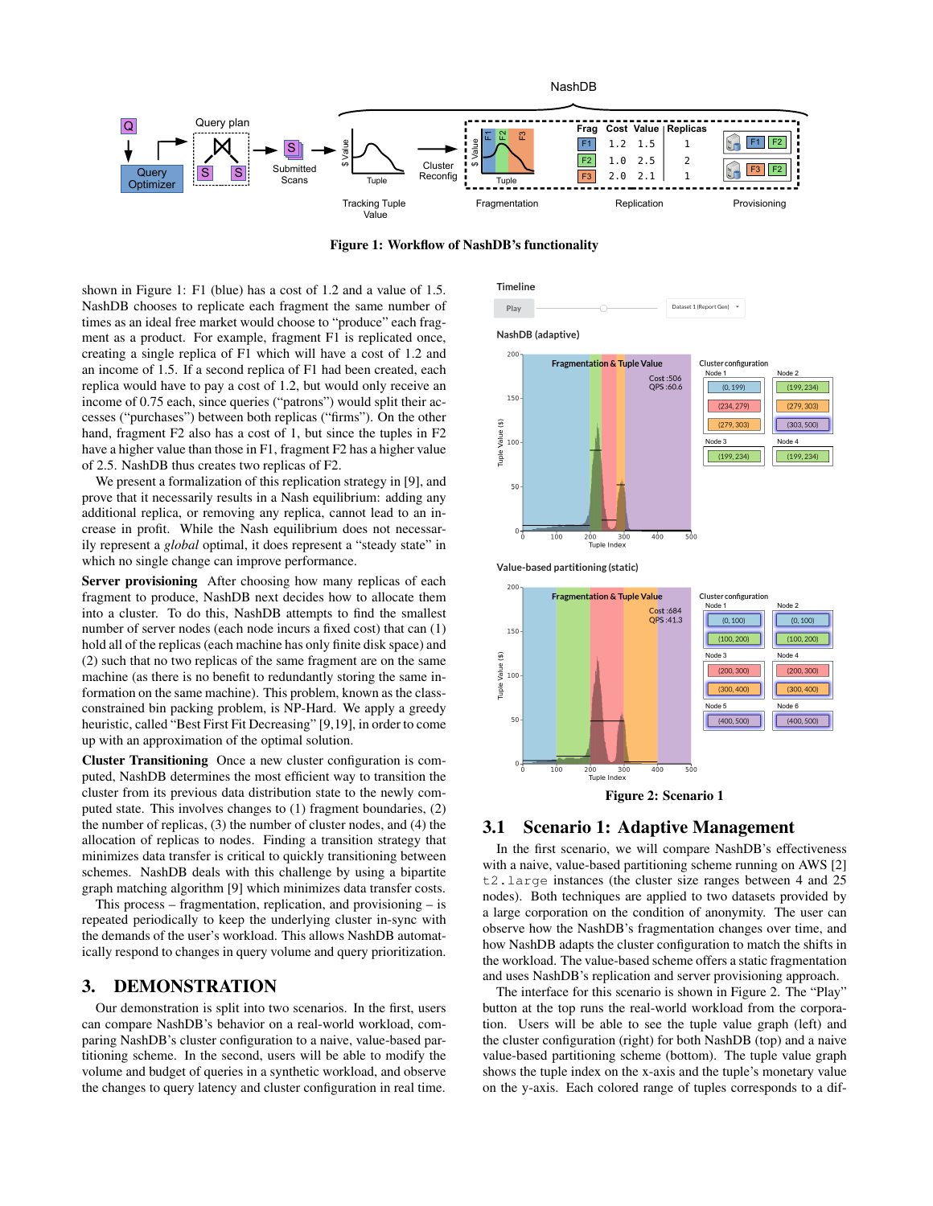**Figure 1: Workflow of NashDB's functionality**

shown in Figure 1: F1 (blue) has a cost of 1.2 and a value of 1.5. NashDB chooses to replicate each fragment the same number of times as an ideal free market would choose to "produce" each fragment as a product. For example, fragment F1 is replicated once, creating a single replica of F1 which will have a cost of 1.2 and an income of 1.5. If a second replica of F1 had been created, each replica would have to pay a cost of 1.2, but would only receive an income of 0.75 each, since queries ("patrons") would split their accesses ("purchases") between both replicas ("firms"). On the other hand, fragment F2 also has a cost of 1, but since the tuples in F2 have a higher value than those in F1, fragment F2 has a higher value of 2.5. NashDB thus creates two replicas of F2.

We present a formalization of this replication strategy in [9], and prove that it necessarily results in a Nash equilibrium: adding any additional replica, or removing any replica, cannot lead to an increase in profit. While the Nash equilibrium does not necessarily represent a *global* optimal, it does represent a "steady state" in which no single change can improve performance.

**Server provisioning** After choosing how many replicas of each fragment to produce, NashDB next decides how to allocate them into a cluster. To do this, NashDB attempts to find the smallest number of server nodes (each node incurs a fixed cost) that can (1) hold all of the replicas (each machine has only finite disk space) and (2) such that no two replicas of the same fragment are on the same machine (as there is no benefit to redundantly storing the same information on the same machine). This problem, known as the class-constrained bin packing problem, is NP-Hard. We apply a greedy heuristic, called "Best First Fit Decreasing" [9,19], in order to come up with an approximation of the optimal solution.

**Cluster Transitioning** Once a new cluster configuration is computed, NashDB determines the most efficient way to transition the cluster from its previous data distribution state to the newly computed state. This involves changes to (1) fragment boundaries, (2) the number of replicas, (3) the number of cluster nodes, and (4) the allocation of replicas to nodes. Finding a transition strategy that minimizes data transfer is critical to quickly transitioning between schemes. NashDB deals with this challenge by using a bipartite graph matching algorithm [9] which minimizes data transfer costs.

This process – fragmentation, replication, and provisioning – is repeated periodically to keep the underlying cluster in-sync with the demands of the user's workload. This allows NashDB automatically respond to changes in query volume and query prioritization.

## 3. DEMONSTRATION

Our demonstration is split into two scenarios. In the first, users can compare NashDB's behavior on a real-world workload, comparing NashDB's cluster configuration to a naive, value-based partitioning scheme. In the second, users will be able to modify the volume and budget of queries in a synthetic workload, and observe the changes to query latency and cluster configuration in real time.

**Figure 2: Scenario 1**

### 3.1 Scenario 1: Adaptive Management

In the first scenario, we will compare NashDB's effectiveness with a naive, value-based partitioning scheme running on AWS [2] `t2.large` instances (the cluster size ranges between 4 and 25 nodes). Both techniques are applied to two datasets provided by a large corporation on the condition of anonymity. The user can observe how the NashDB's fragmentation changes over time, and how NashDB adapts the cluster configuration to match the shifts in the workload. The value-based scheme offers a static fragmentation and uses NashDB's replication and server provisioning approach.

The interface for this scenario is shown in Figure 2. The "Play" button at the top runs the real-world workload from the corporation. Users will be able to see the tuple value graph (left) and the cluster configuration (right) for both NashDB (top) and a naive value-based partitioning scheme (bottom). The tuple value graph shows the tuple index on the x-axis and the tuple's monetary value on the y-axis. Each colored range of tuples corresponds to a dif-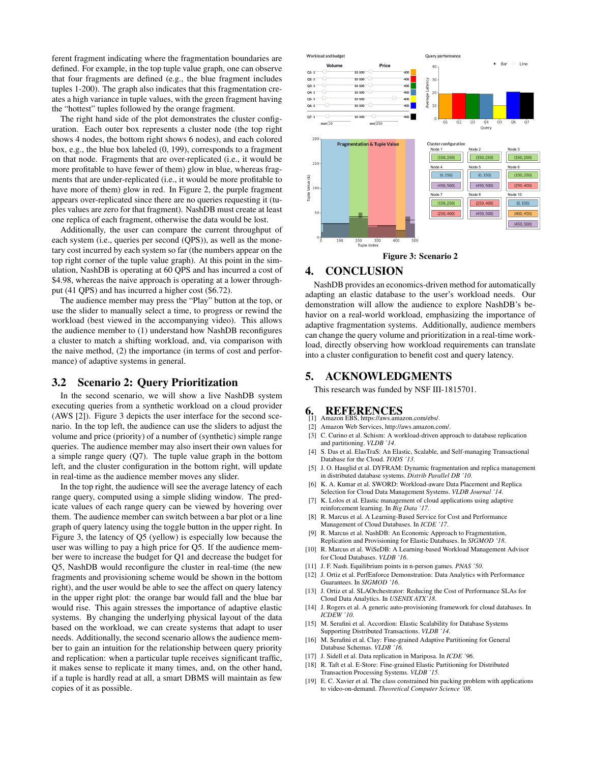ferent fragment indicating where the fragmentation boundaries are defined. For example, in the top tuple value graph, one can observe that four fragments are defined (e.g., the blue fragment includes tuples 1-200). The graph also indicates that this fragmentation creates a high variance in tuple values, with the green fragment having the "hottest" tuples followed by the orange fragment.

The right hand side of the plot demonstrates the cluster configuration. Each outer box represents a cluster node (the top right shows 4 nodes, the bottom right shows 6 nodes), and each colored box, e.g., the blue box labeled (0, 199), corresponds to a fragment on that node. Fragments that are over-replicated (i.e., it would be more profitable to have fewer of them) glow in blue, whereas fragments that are under-replicated (i.e., it would be more profitable to have more of them) glow in red. In Figure 2, the purple fragment appears over-replicated since there are no queries requesting it (tuples values are zero for that fragment). NashDB must create at least one replica of each fragment, otherwise the data would be lost.

Additionally, the user can compare the current throughput of each system (i.e., queries per second (QPS)), as well as the monetary cost incurred by each system so far (the numbers appear on the top right corner of the tuple value graph). At this point in the simulation, NashDB is operating at 60 QPS and has incurred a cost of \$4.98, whereas the naive approach is operating at a lower throughput (41 QPS) and has incurred a higher cost (\$6.72).

The audience member may press the "Play" button at the top, or use the slider to manually select a time, to progress or rewind the workload (best viewed in the accompanying video). This allows the audience member to (1) understand how NashDB reconfigures a cluster to match a shifting workload, and, via comparison with the naive method, (2) the importance (in terms of cost and performance) of adaptive systems in general.

### 3.2 Scenario 2: Query Prioritization

In the second scenario, we will show a live NashDB system executing queries from a synthetic workload on a cloud provider (AWS [2]). Figure 3 depicts the user interface for the second scenario. In the top left, the audience can use the sliders to adjust the volume and price (priority) of a number of (synthetic) simple range queries. The audience member may also insert their own values for a simple range query (Q7). The tuple value graph in the bottom left, and the cluster configuration in the bottom right, will update in real-time as the audience member moves any slider.

In the top right, the audience will see the average latency of each range query, computed using a simple sliding window. The predicate values of each range query can be viewed by hovering over them. The audience member can switch between a bar plot or a line graph of query latency using the toggle button in the upper right. In Figure 3, the latency of Q5 (yellow) is especially low because the user was willing to pay a high price for Q5. If the audience member were to increase the budget for Q1 and decrease the budget for Q5, NashDB would reconfigure the cluster in real-time (the new fragments and provisioning scheme would be shown in the bottom right), and the user would be able to see the affect on query latency in the upper right plot: the orange bar would fall and the blue bar would rise. This again stresses the importance of adaptive elastic systems. By changing the underlying physical layout of the data based on the workload, we can create systems that adapt to user needs. Additionally, the second scenario allows the audience member to gain an intuition for the relationship between query priority and replication: when a particular tuple receives significant traffic, it makes sense to replicate it many times, and, on the other hand, if a tuple is hardly read at all, a smart DBMS will maintain as few copies of it as possible.

Workload and budget
Volume
Price
Q1: 1 10 100 10 100 400
Q2: 1 10 100 10 100 400
Q3: 1 10 100 10 100 400
Q4: 1 10 100 10 100 400
Q5: 1 10 100 10 100 400
Q6: 1 10 100 10 100 400
Q7: 1 10 100 10 100 400
start 10
end 250

Query performance
Bar Line
Average Latency
40
30
20
10
0
Q1 Q2 Q3 Q4 Q5 Q6 Q7
Query

Fragmentation & Tuple Value
Tuple Value ($)
200
150
100
50
0
0 100 200 300 400 500
Tuple Index

Cluster configuration
Node 1 (150, 250)
Node 2 (150, 250)
Node 3 (150, 250)
Node 4 (0, 150) (450, 500)
Node 5 (0, 150) (450, 500)
Node 6 (150, 250) (250, 400)
Node 7 (150, 250) (250, 400)
Node 8 (250, 400) (450, 500)
Node 10 (0, 150) (400, 450) (450, 500)

**Figure 3: Scenario 2**

## 4. CONCLUSION

NashDB provides an economics-driven method for automatically adapting an elastic database to the user's workload needs. Our demonstration will allow the audience to explore NashDB's behavior on a real-world workload, emphasizing the importance of adaptive fragmentation systems. Additionally, audience members can change the query volume and prioritization in a real-time workload, directly observing how workload requirements can translate into a cluster configuration to benefit cost and query latency.

## 5. ACKNOWLEDGMENTS

This research was funded by NSF III-1815701.

## 6. REFERENCES

[1] Amazon EBS, https://aws.amazon.com/ebs/.

[2] Amazon Web Services, http://aws.amazon.com/.

[3] C. Curino et al. Schism: A workload-driven approach to database replication and partitioning. *VLDB '14*.

[4] S. Das et al. ElasTraS: An Elastic, Scalable, and Self-managing Transactional Database for the Cloud. *TODS '13*.

[5] J. O. Hauglid et al. DYFRAM: Dynamic fragmentation and replica management in distributed database systems. *Distrib Parallel DB '10*.

[6] K. A. Kumar et al. SWORD: Workload-aware Data Placement and Replica Selection for Cloud Data Management Systems. *VLDB Journal '14*.

[7] K. Lolos et al. Elastic management of cloud applications using adaptive reinforcement learning. In *Big Data '17*.

[8] R. Marcus et al. A Learning-Based Service for Cost and Performance Management of Cloud Databases. In *ICDE '17*.

[9] R. Marcus et al. NashDB: An Economic Approach to Fragmentation, Replication and Provisioning for Elastic Databases. In *SIGMOD '18*.

[10] R. Marcus et al. WiSeDB: A Learning-based Workload Management Advisor for Cloud Databases. *VLDB '16*.

[11] J. F. Nash. Equilibrium points in n-person games. *PNAS '50*.

[12] J. Ortiz et al. PerfEnforce Demonstration: Data Analytics with Performance Guarantees. In *SIGMOD '16*.

[13] J. Ortiz et al. SLAOrchestrator: Reducing the Cost of Performance SLAs for Cloud Data Analytics. In *USENIX ATX'18*.

[14] J. Rogers et al. A generic auto-provisioning framework for cloud databases. In *ICDEW '10*.

[15] M. Serafini et al. Accordion: Elastic Scalability for Database Systems Supporting Distributed Transactions. *VLDB '14*.

[16] M. Serafini et al. Clay: Fine-grained Adaptive Partitioning for General Database Schemas. *VLDB '16*.

[17] J. Sidell et al. Data replication in Mariposa. In *ICDE '96*.

[18] R. Taft et al. E-Store: Fine-grained Elastic Partitioning for Distributed Transaction Processing Systems. *VLDB '15*.

[19] E. C. Xavier et al. The class constrained bin packing problem with applications to video-on-demand. *Theoretical Computer Science '08*.